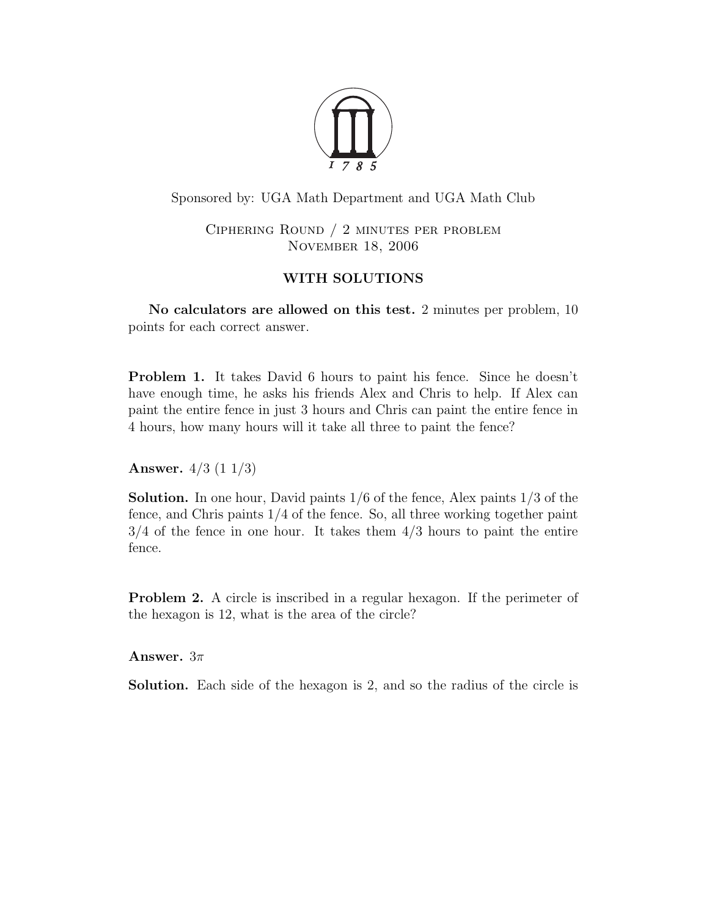Sponsored by: UGA Math Department and UGA Math Club

Ciphering Round / 2 minutes per problem
November 18, 2006

### WITH SOLUTIONS

**No calculators are allowed on this test.** 2 minutes per problem, 10 points for each correct answer.

**Problem 1.** It takes David 6 hours to paint his fence. Since he doesn't have enough time, he asks his friends Alex and Chris to help. If Alex can paint the entire fence in just 3 hours and Chris can paint the entire fence in 4 hours, how many hours will it take all three to paint the fence?

**Answer.** $4/3$ ($1\ 1/3$)

**Solution.** In one hour, David paints $1/6$ of the fence, Alex paints $1/3$ of the fence, and Chris paints $1/4$ of the fence. So, all three working together paint $3/4$ of the fence in one hour. It takes them $4/3$ hours to paint the entire fence.

**Problem 2.** A circle is inscribed in a regular hexagon. If the perimeter of the hexagon is 12, what is the area of the circle?

**Answer.** $3\pi$

**Solution.** Each side of the hexagon is 2, and so the radius of the circle is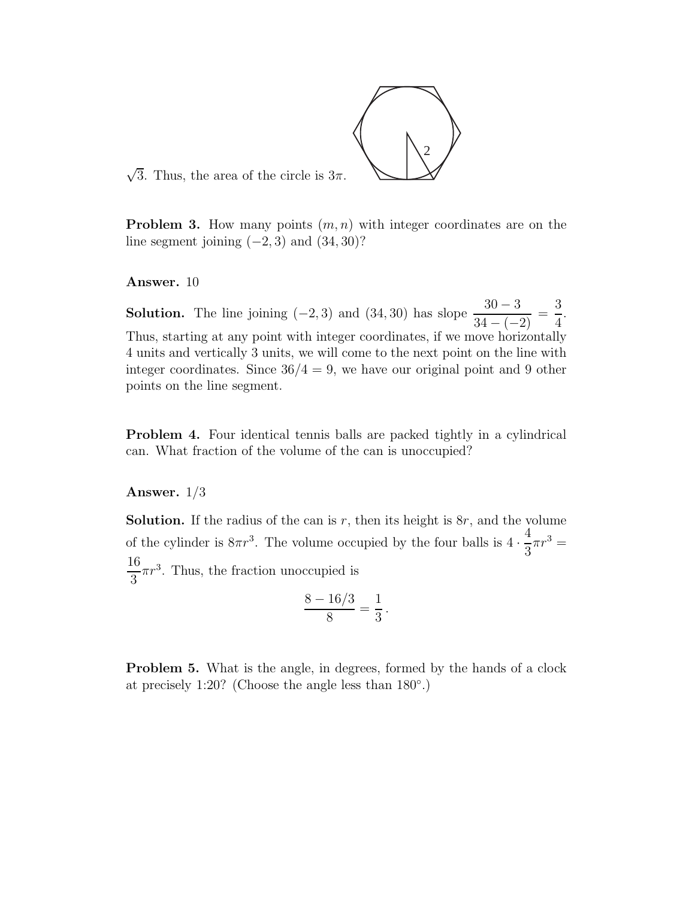$\sqrt{3}$. Thus, the area of the circle is $3\pi$.

**Problem 3.** How many points $(m, n)$ with integer coordinates are on the line segment joining $(-2, 3)$ and $(34, 30)$?

**Answer.** 10

**Solution.** The line joining $(-2, 3)$ and $(34, 30)$ has slope $\dfrac{30-3}{34-(-2)} = \dfrac{3}{4}$. Thus, starting at any point with integer coordinates, if we move horizontally 4 units and vertically 3 units, we will come to the next point on the line with integer coordinates. Since $36/4 = 9$, we have our original point and 9 other points on the line segment.

**Problem 4.** Four identical tennis balls are packed tightly in a cylindrical can. What fraction of the volume of the can is unoccupied?

**Answer.** 1/3

**Solution.** If the radius of the can is $r$, then its height is $8r$, and the volume of the cylinder is $8\pi r^3$. The volume occupied by the four balls is $4 \cdot \dfrac{4}{3}\pi r^3 = \dfrac{16}{3}\pi r^3$. Thus, the fraction unoccupied is

$$\frac{8 - 16/3}{8} = \frac{1}{3}\,.$$

**Problem 5.** What is the angle, in degrees, formed by the hands of a clock at precisely 1:20? (Choose the angle less than $180°$.)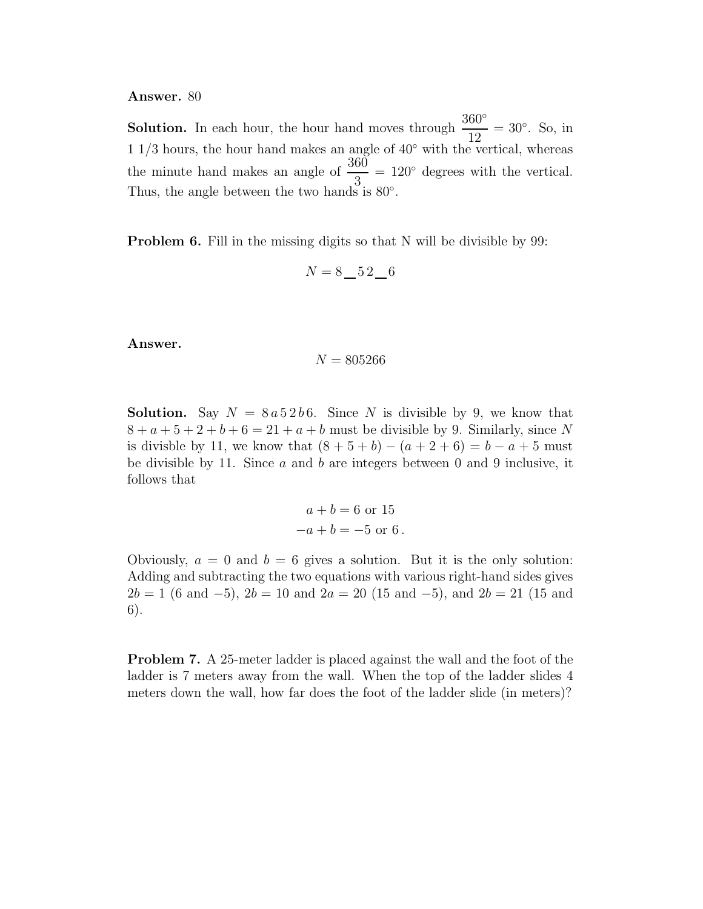**Answer.** 80

**Solution.** In each hour, the hour hand moves through $\frac{360°}{12} = 30°$. So, in 1 1/3 hours, the hour hand makes an angle of $40°$ with the vertical, whereas the minute hand makes an angle of $\frac{360}{3} = 120°$ degrees with the vertical. Thus, the angle between the two hands is $80°$.

**Problem 6.** Fill in the missing digits so that N will be divisible by 99:

$$N = 8\_\_5\,2\_\_6$$

**Answer.**

$$N = 805266$$

**Solution.** Say $N = 8\,a\,5\,2\,b\,6$. Since $N$ is divisible by 9, we know that $8 + a + 5 + 2 + b + 6 = 21 + a + b$ must be divisible by 9. Similarly, since $N$ is divisble by 11, we know that $(8 + 5 + b) - (a + 2 + 6) = b - a + 5$ must be divisible by 11. Since $a$ and $b$ are integers between 0 and 9 inclusive, it follows that

$$a + b = 6 \text{ or } 15$$
$$-a + b = -5 \text{ or } 6\,.$$

Obviously, $a = 0$ and $b = 6$ gives a solution. But it is the only solution: Adding and subtracting the two equations with various right-hand sides gives $2b = 1$ (6 and $-5$), $2b = 10$ and $2a = 20$ (15 and $-5$), and $2b = 21$ (15 and 6).

**Problem 7.** A 25-meter ladder is placed against the wall and the foot of the ladder is 7 meters away from the wall. When the top of the ladder slides 4 meters down the wall, how far does the foot of the ladder slide (in meters)?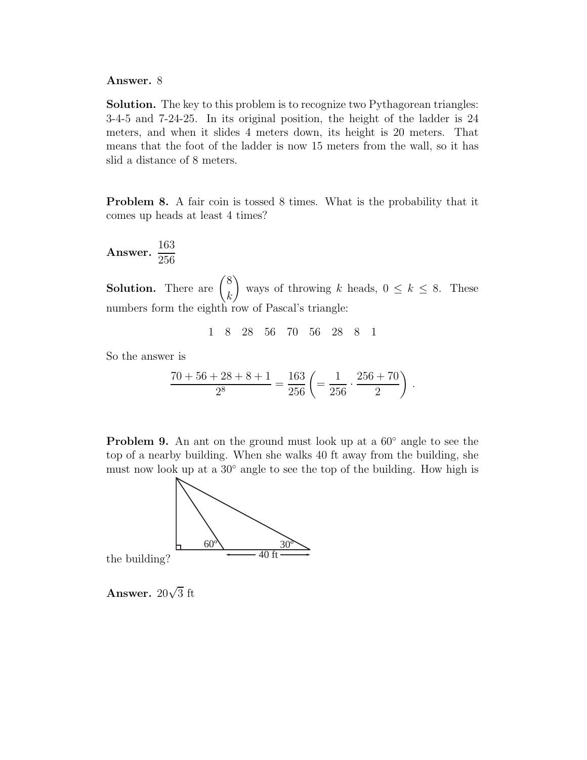**Answer.** 8

**Solution.** The key to this problem is to recognize two Pythagorean triangles: 3-4-5 and 7-24-25. In its original position, the height of the ladder is 24 meters, and when it slides 4 meters down, its height is 20 meters. That means that the foot of the ladder is now 15 meters from the wall, so it has slid a distance of 8 meters.

**Problem 8.** A fair coin is tossed 8 times. What is the probability that it comes up heads at least 4 times?

**Answer.** $\dfrac{163}{256}$

**Solution.** There are $\dbinom{8}{k}$ ways of throwing $k$ heads, $0 \leq k \leq 8$. These numbers form the eighth row of Pascal's triangle:

$$1 \quad 8 \quad 28 \quad 56 \quad 70 \quad 56 \quad 28 \quad 8 \quad 1$$

So the answer is

$$\frac{70+56+28+8+1}{2^8} = \frac{163}{256} \left( = \frac{1}{256} \cdot \frac{256+70}{2} \right).$$

**Problem 9.** An ant on the ground must look up at a 60° angle to see the top of a nearby building. When she walks 40 ft away from the building, she must now look up at a 30° angle to see the top of the building. How high is the building?

**Answer.** $20\sqrt{3}$ ft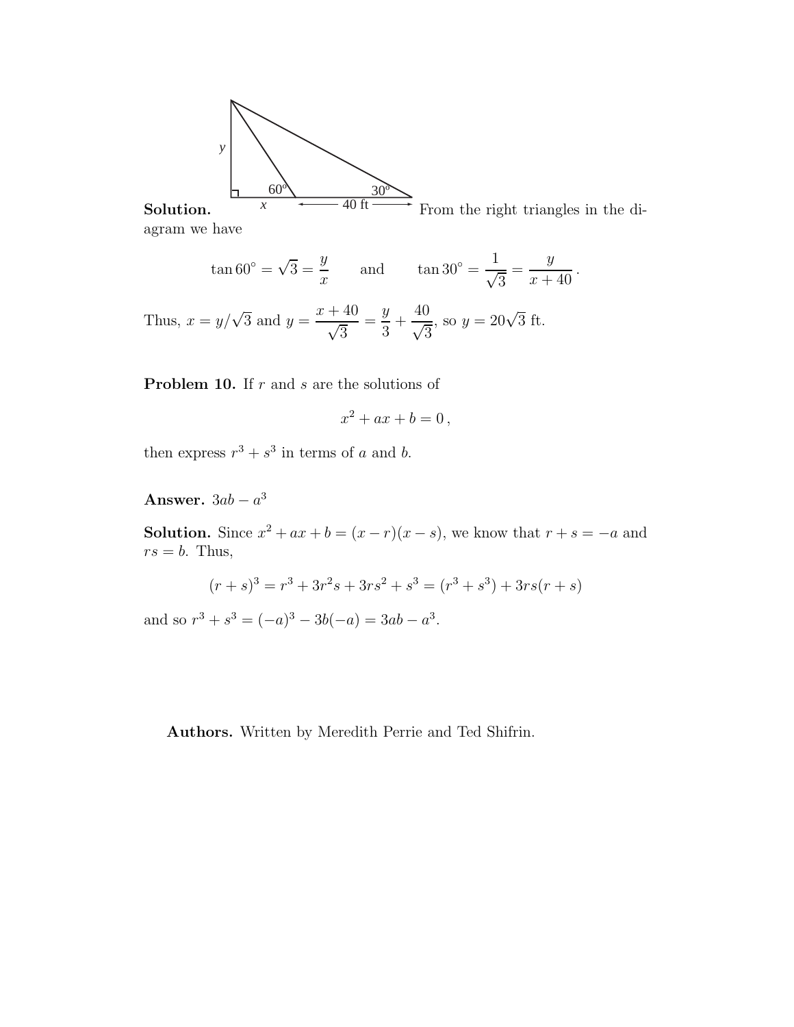y

60°

30°

x

40 ft

**Solution.** From the right triangles in the diagram we have

$$\tan 60^\circ = \sqrt{3} = \frac{y}{x} \qquad \text{and} \qquad \tan 30^\circ = \frac{1}{\sqrt{3}} = \frac{y}{x+40}\,.$$

Thus, $x = y/\sqrt{3}$ and $y = \dfrac{x+40}{\sqrt{3}} = \dfrac{y}{3} + \dfrac{40}{\sqrt{3}}$, so $y = 20\sqrt{3}$ ft.

**Problem 10.** If $r$ and $s$ are the solutions of

$$x^2 + ax + b = 0\,,$$

then express $r^3 + s^3$ in terms of $a$ and $b$.

**Answer.** $3ab - a^3$

**Solution.** Since $x^2 + ax + b = (x - r)(x - s)$, we know that $r + s = -a$ and $rs = b$. Thus,

$$(r+s)^3 = r^3 + 3r^2s + 3rs^2 + s^3 = (r^3 + s^3) + 3rs(r+s)$$

and so $r^3 + s^3 = (-a)^3 - 3b(-a) = 3ab - a^3$.

**Authors.** Written by Meredith Perrie and Ted Shifrin.